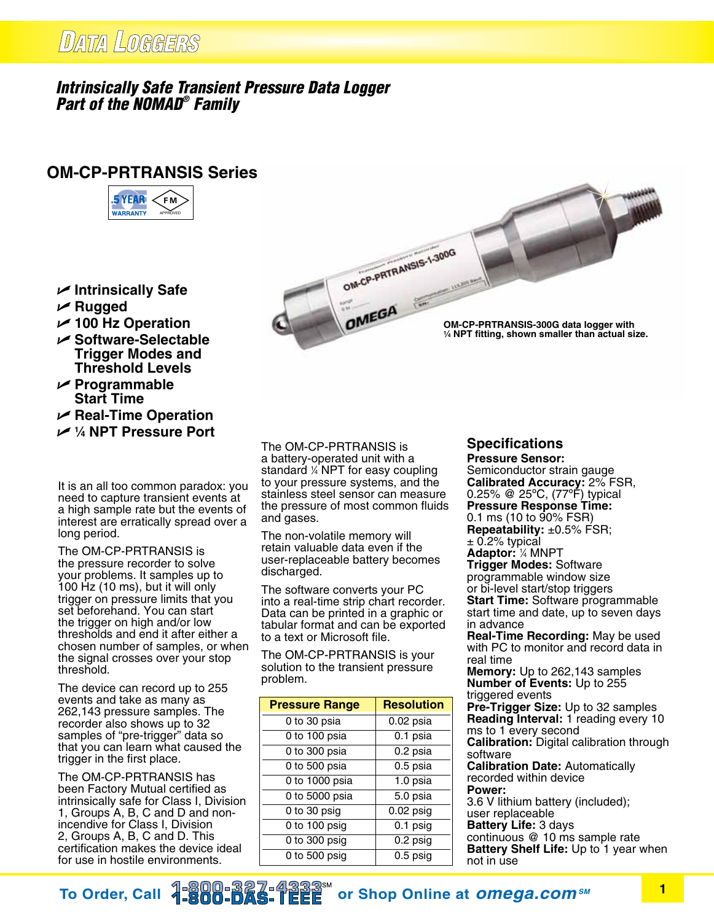# Data Loggers

***Intrinsically Safe Transient Pressure Data Logger Part of the NOMAD® Family***

## OM-CP-PRTRANSIS Series

5 YEAR WARRANTY

FM APPROVED

- Intrinsically Safe
- Rugged
- 100 Hz Operation
- Software-Selectable Trigger Modes and Threshold Levels
- Programmable Start Time
- Real-Time Operation
- ¼ NPT Pressure Port

**OM-CP-PRTRANSIS-300G data logger with ¼ NPT fitting, shown smaller than actual size.**

It is an all too common paradox: you need to capture transient events at a high sample rate but the events of interest are erratically spread over a long period.

The OM-CP-PRTRANSIS is the pressure recorder to solve your problems. It samples up to 100 Hz (10 ms), but it will only trigger on pressure limits that you set beforehand. You can start the trigger on high and/or low thresholds and end it after either a chosen number of samples, or when the signal crosses over your stop threshold.

The device can record up to 255 events and take as many as 262,143 pressure samples. The recorder also shows up to 32 samples of "pre-trigger" data so that you can learn what caused the trigger in the first place.

The OM-CP-PRTRANSIS has been Factory Mutual certified as intrinsically safe for Class I, Division 1, Groups A, B, C and D and non-incendive for Class I, Division 2, Groups A, B, C and D. This certification makes the device ideal for use in hostile environments.

The OM-CP-PRTRANSIS is a battery-operated unit with a standard ¼ NPT for easy coupling to your pressure systems, and the stainless steel sensor can measure the pressure of most common fluids and gases.

The non-volatile memory will retain valuable data even if the user-replaceable battery becomes discharged.

The software converts your PC into a real-time strip chart recorder. Data can be printed in a graphic or tabular format and can be exported to a text or Microsoft file.

The OM-CP-PRTRANSIS is your solution to the transient pressure problem.

| Pressure Range | Resolution |
|---|---|
| 0 to 30 psia | 0.02 psia |
| 0 to 100 psia | 0.1 psia |
| 0 to 300 psia | 0.2 psia |
| 0 to 500 psia | 0.5 psia |
| 0 to 1000 psia | 1.0 psia |
| 0 to 5000 psia | 5.0 psia |
| 0 to 30 psig | 0.02 psig |
| 0 to 100 psig | 0.1 psig |
| 0 to 300 psig | 0.2 psig |
| 0 to 500 psig | 0.5 psig |

## Specifications

**Pressure Sensor:** Semiconductor strain gauge
**Calibrated Accuracy:** 2% FSR, 0.25% @ 25ºC, (77ºF) typical
**Pressure Response Time:** 0.1 ms (10 to 90% FSR)
**Repeatability:** ±0.5% FSR; ± 0.2% typical
**Adaptor:** ¼ MNPT
**Trigger Modes:** Software programmable window size or bi-level start/stop triggers
**Start Time:** Software programmable start time and date, up to seven days in advance
**Real-Time Recording:** May be used with PC to monitor and record data in real time
**Memory:** Up to 262,143 samples
**Number of Events:** Up to 255 triggered events
**Pre-Trigger Size:** Up to 32 samples
**Reading Interval:** 1 reading every 10 ms to 1 every second
**Calibration:** Digital calibration through software
**Calibration Date:** Automatically recorded within device
**Power:** 3.6 V lithium battery (included); user replaceable
**Battery Life:** 3 days continuous @ 10 ms sample rate
**Battery Shelf Life:** Up to 1 year when not in use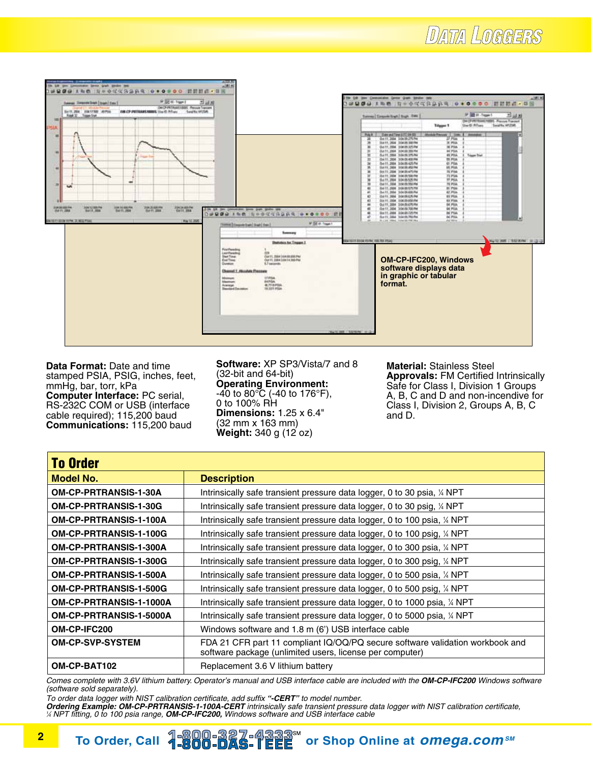OM-CP-IFC200, Windows software displays data in graphic or tabular format.

**Data Format:** Date and time stamped PSIA, PSIG, inches, feet, mmHg, bar, torr, kPa
**Computer Interface:** PC serial, RS-232C COM or USB (interface cable required); 115,200 baud
**Communications:** 115,200 baud

**Software:** XP SP3/Vista/7 and 8 (32-bit and 64-bit)
**Operating Environment:** -40 to 80°C (-40 to 176°F), 0 to 100% RH
**Dimensions:** 1.25 x 6.4" (32 mm x 163 mm)
**Weight:** 340 g (12 oz)

**Material:** Stainless Steel
**Approvals:** FM Certified Intrinsically Safe for Class I, Division 1 Groups A, B, C and D and non-incendive for Class I, Division 2, Groups A, B, C and D.

## To Order

| Model No. | Description |
|---|---|
| **OM-CP-PRTRANSIS-1-30A** | Intrinsically safe transient pressure data logger, 0 to 30 psia, ¼ NPT |
| **OM-CP-PRTRANSIS-1-30G** | Intrinsically safe transient pressure data logger, 0 to 30 psig, ¼ NPT |
| **OM-CP-PRTRANSIS-1-100A** | Intrinsically safe transient pressure data logger, 0 to 100 psia, ¼ NPT |
| **OM-CP-PRTRANSIS-1-100G** | Intrinsically safe transient pressure data logger, 0 to 100 psig, ¼ NPT |
| **OM-CP-PRTRANSIS-1-300A** | Intrinsically safe transient pressure data logger, 0 to 300 psia, ¼ NPT |
| **OM-CP-PRTRANSIS-1-300G** | Intrinsically safe transient pressure data logger, 0 to 300 psig, ¼ NPT |
| **OM-CP-PRTRANSIS-1-500A** | Intrinsically safe transient pressure data logger, 0 to 500 psia, ¼ NPT |
| **OM-CP-PRTRANSIS-1-500G** | Intrinsically safe transient pressure data logger, 0 to 500 psig, ¼ NPT |
| **OM-CP-PRTRANSIS-1-1000A** | Intrinsically safe transient pressure data logger, 0 to 1000 psia, ¼ NPT |
| **OM-CP-PRTRANSIS-1-5000A** | Intrinsically safe transient pressure data logger, 0 to 5000 psia, ¼ NPT |
| **OM-CP-IFC200** | Windows software and 1.8 m (6') USB interface cable |
| **OM-CP-SVP-SYSTEM** | FDA 21 CFR part 11 compliant IQ/OQ/PQ secure software validation workbook and software package (unlimited users, license per computer) |
| **OM-CP-BAT102** | Replacement 3.6 V lithium battery |

*Comes complete with 3.6V lithium battery. Operator's manual and USB interface cable are included with the* ***OM-CP-IFC200*** *Windows software (software sold separately).*
*To order data logger with NIST calibration certificate, add suffix* ***"-CERT"*** *to model number.*
***Ordering Example: OM-CP-PRTRANSIS-1-100A-CERT*** *intrinsically safe transient pressure data logger with NIST calibration certificate, ¼ NPT fitting, 0 to 100 psia range,* ***OM-CP-IFC200,*** *Windows software and USB interface cable*